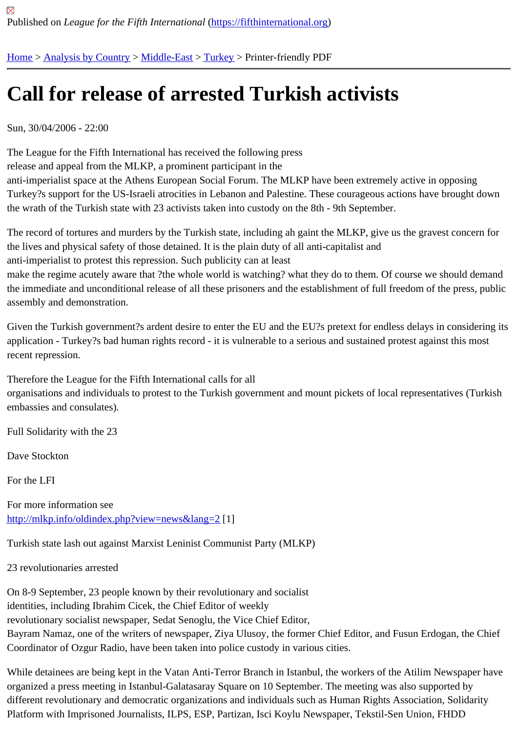Published on *League for the Fifth International* (https://fifthinternational.org)

Home > Analysis by Country > Middle-East > Turkey > Printer-friendly PDF

# Call for release of arrested Turkish activists

Sun, 30/04/2006 - 22:00

The League for the Fifth International has received the following press release and appeal from the MLKP, a prominent participant in the anti-imperialist space at the Athens European Social Forum. The MLKP have been extremely active in opposing Turkey?s support for the US-Israeli atrocities in Lebanon and Palestine. These courageous actions have brought down the wrath of the Turkish state with 23 activists taken into custody on the 8th - 9th September.

The record of tortures and murders by the Turkish state, including ah gaint the MLKP, give us the gravest concern for the lives and physical safety of those detained. It is the plain duty of all anti-capitalist and anti-imperialist to protest this repression. Such publicity can at least make the regime acutely aware that ?the whole world is watching? what they do to them. Of course we should demand the immediate and unconditional release of all these prisoners and the establishment of full freedom of the press, public assembly and demonstration.

Given the Turkish government?s ardent desire to enter the EU and the EU?s pretext for endless delays in considering its application - Turkey?s bad human rights record - it is vulnerable to a serious and sustained protest against this most recent repression.

Therefore the League for the Fifth International calls for all organisations and individuals to protest to the Turkish government and mount pickets of local representatives (Turkish embassies and consulates).

Full Solidarity with the 23

Dave Stockton

For the LFI

For more information see
http://mlkp.info/oldindex.php?view=news&lang=2 [1]

Turkish state lash out against Marxist Leninist Communist Party (MLKP)

23 revolutionaries arrested

On 8-9 September, 23 people known by their revolutionary and socialist identities, including Ibrahim Cicek, the Chief Editor of weekly revolutionary socialist newspaper, Sedat Senoglu, the Vice Chief Editor, Bayram Namaz, one of the writers of newspaper, Ziya Ulusoy, the former Chief Editor, and Fusun Erdogan, the Chief Coordinator of Ozgur Radio, have been taken into police custody in various cities.

While detainees are being kept in the Vatan Anti-Terror Branch in Istanbul, the workers of the Atilim Newspaper have organized a press meeting in Istanbul-Galatasaray Square on 10 September. The meeting was also supported by different revolutionary and democratic organizations and individuals such as Human Rights Association, Solidarity Platform with Imprisoned Journalists, ILPS, ESP, Partizan, Isci Koylu Newspaper, Tekstil-Sen Union, FHDD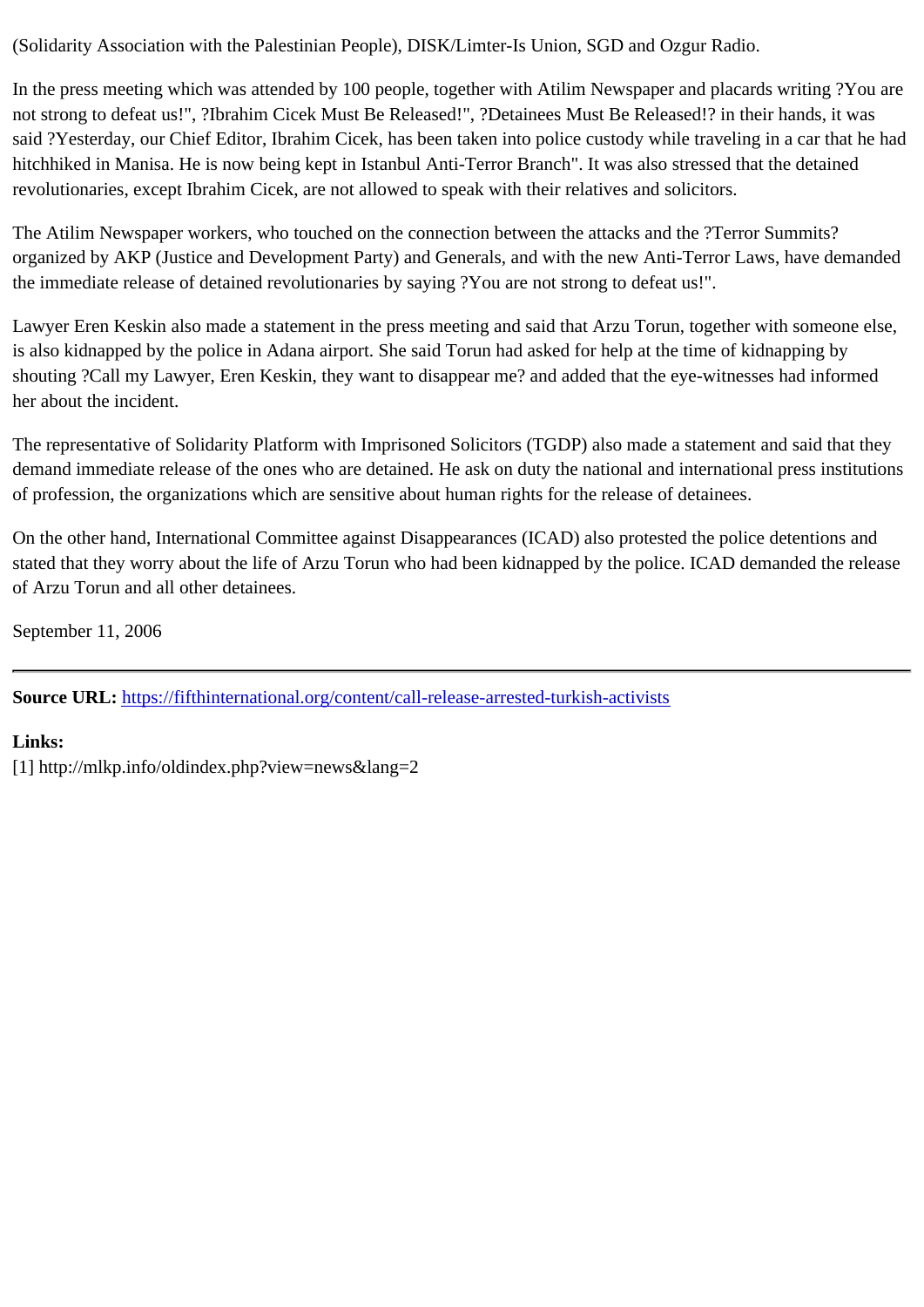(Solidarity Association with the Palestinian People), DISK/Limter-Is Union, SGD and Ozgur Radio.

In the press meeting which was attended by 100 people, together with Atilim Newspaper and placards writing ?You are not strong to defeat us!", ?Ibrahim Cicek Must Be Released!", ?Detainees Must Be Released!? in their hands, it was said ?Yesterday, our Chief Editor, Ibrahim Cicek, has been taken into police custody while traveling in a car that he had hitchhiked in Manisa. He is now being kept in Istanbul Anti-Terror Branch". It was also stressed that the detained revolutionaries, except Ibrahim Cicek, are not allowed to speak with their relatives and solicitors.

The Atilim Newspaper workers, who touched on the connection between the attacks and the ?Terror Summits? organized by AKP (Justice and Development Party) and Generals, and with the new Anti-Terror Laws, have demanded the immediate release of detained revolutionaries by saying ?You are not strong to defeat us!".

Lawyer Eren Keskin also made a statement in the press meeting and said that Arzu Torun, together with someone else, is also kidnapped by the police in Adana airport. She said Torun had asked for help at the time of kidnapping by shouting ?Call my Lawyer, Eren Keskin, they want to disappear me? and added that the eye-witnesses had informed her about the incident.

The representative of Solidarity Platform with Imprisoned Solicitors (TGDP) also made a statement and said that they demand immediate release of the ones who are detained. He ask on duty the national and international press institutions of profession, the organizations which are sensitive about human rights for the release of detainees.

On the other hand, International Committee against Disappearances (ICAD) also protested the police detentions and stated that they worry about the life of Arzu Torun who had been kidnapped by the police. ICAD demanded the release of Arzu Torun and all other detainees.

September 11, 2006

---

**Source URL:** https://fifthinternational.org/content/call-release-arrested-turkish-activists

**Links:**
[1] http://mlkp.info/oldindex.php?view=news&lang=2